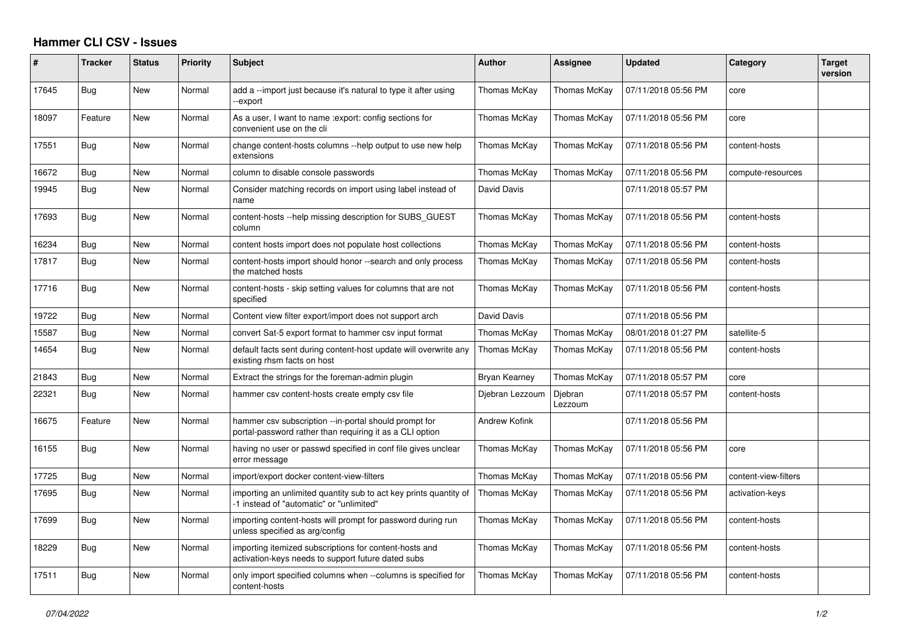# Hammer CLI CSV - Issues

| # | Tracker | Status | Priority | Subject | Author | Assignee | Updated | Category | Target version |
|---|---|---|---|---|---|---|---|---|---|
| 17645 | Bug | New | Normal | add a --import just because it's natural to type it after using --export | Thomas McKay | Thomas McKay | 07/11/2018 05:56 PM | core | |
| 18097 | Feature | New | Normal | As a user, I want to name :export: config sections for convenient use on the cli | Thomas McKay | Thomas McKay | 07/11/2018 05:56 PM | core | |
| 17551 | Bug | New | Normal | change content-hosts columns --help output to use new help extensions | Thomas McKay | Thomas McKay | 07/11/2018 05:56 PM | content-hosts | |
| 16672 | Bug | New | Normal | column to disable console passwords | Thomas McKay | Thomas McKay | 07/11/2018 05:56 PM | compute-resources | |
| 19945 | Bug | New | Normal | Consider matching records on import using label instead of name | David Davis | | 07/11/2018 05:57 PM | | |
| 17693 | Bug | New | Normal | content-hosts --help missing description for SUBS_GUEST column | Thomas McKay | Thomas McKay | 07/11/2018 05:56 PM | content-hosts | |
| 16234 | Bug | New | Normal | content hosts import does not populate host collections | Thomas McKay | Thomas McKay | 07/11/2018 05:56 PM | content-hosts | |
| 17817 | Bug | New | Normal | content-hosts import should honor --search and only process the matched hosts | Thomas McKay | Thomas McKay | 07/11/2018 05:56 PM | content-hosts | |
| 17716 | Bug | New | Normal | content-hosts - skip setting values for columns that are not specified | Thomas McKay | Thomas McKay | 07/11/2018 05:56 PM | content-hosts | |
| 19722 | Bug | New | Normal | Content view filter export/import does not support arch | David Davis | | 07/11/2018 05:56 PM | | |
| 15587 | Bug | New | Normal | convert Sat-5 export format to hammer csv input format | Thomas McKay | Thomas McKay | 08/01/2018 01:27 PM | satellite-5 | |
| 14654 | Bug | New | Normal | default facts sent during content-host update will overwrite any existing rhsm facts on host | Thomas McKay | Thomas McKay | 07/11/2018 05:56 PM | content-hosts | |
| 21843 | Bug | New | Normal | Extract the strings for the foreman-admin plugin | Bryan Kearney | Thomas McKay | 07/11/2018 05:57 PM | core | |
| 22321 | Bug | New | Normal | hammer csv content-hosts create empty csv file | Djebran Lezzoum | Djebran Lezzoum | 07/11/2018 05:57 PM | content-hosts | |
| 16675 | Feature | New | Normal | hammer csv subscription --in-portal should prompt for portal-password rather than requiring it as a CLI option | Andrew Kofink | | 07/11/2018 05:56 PM | | |
| 16155 | Bug | New | Normal | having no user or passwd specified in conf file gives unclear error message | Thomas McKay | Thomas McKay | 07/11/2018 05:56 PM | core | |
| 17725 | Bug | New | Normal | import/export docker content-view-filters | Thomas McKay | Thomas McKay | 07/11/2018 05:56 PM | content-view-filters | |
| 17695 | Bug | New | Normal | importing an unlimited quantity sub to act key prints quantity of -1 instead of "automatic" or "unlimited" | Thomas McKay | Thomas McKay | 07/11/2018 05:56 PM | activation-keys | |
| 17699 | Bug | New | Normal | importing content-hosts will prompt for password during run unless specified as arg/config | Thomas McKay | Thomas McKay | 07/11/2018 05:56 PM | content-hosts | |
| 18229 | Bug | New | Normal | importing itemized subscriptions for content-hosts and activation-keys needs to support future dated subs | Thomas McKay | Thomas McKay | 07/11/2018 05:56 PM | content-hosts | |
| 17511 | Bug | New | Normal | only import specified columns when --columns is specified for content-hosts | Thomas McKay | Thomas McKay | 07/11/2018 05:56 PM | content-hosts | |

*07/04/2022*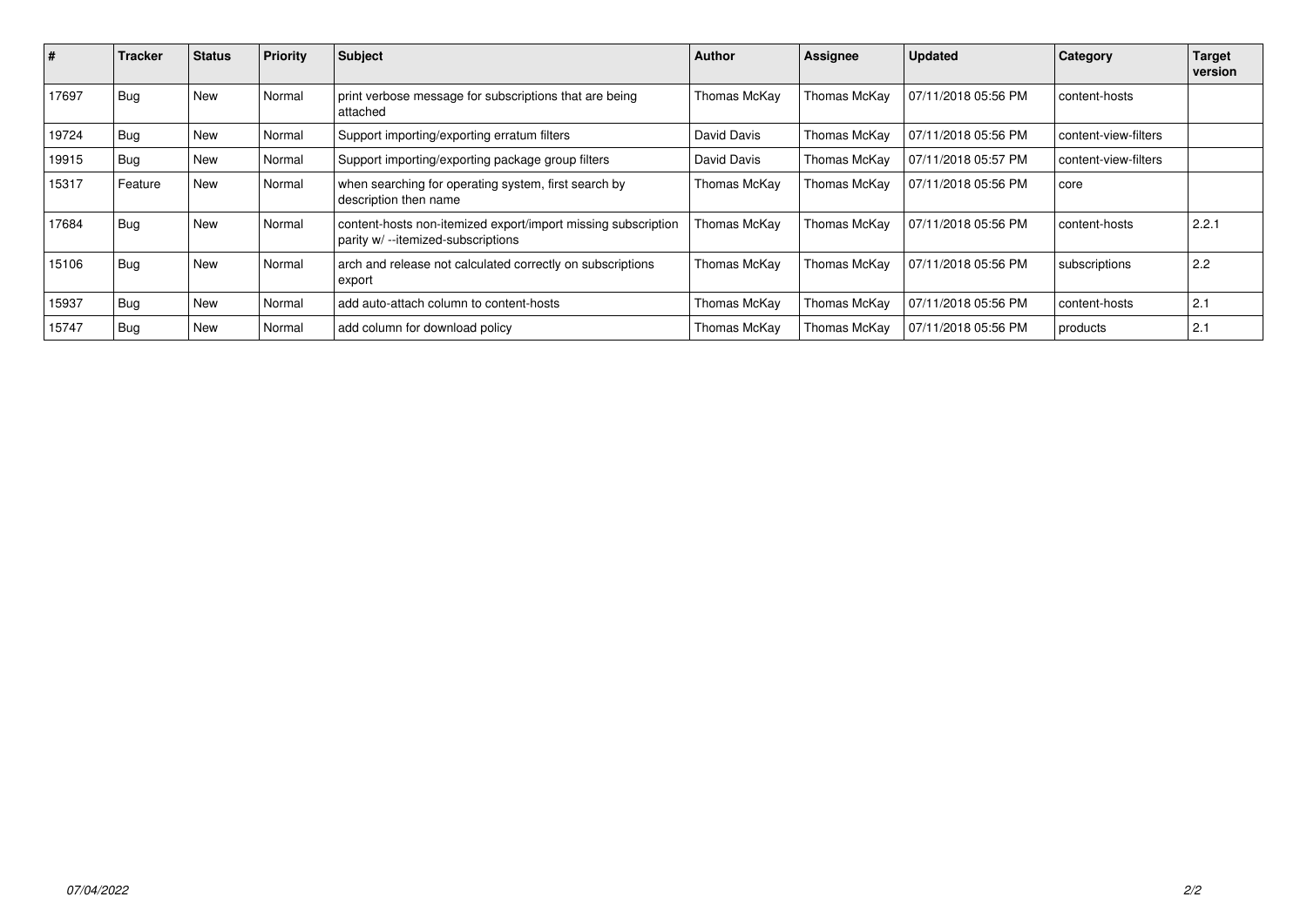| # | Tracker | Status | Priority | Subject | Author | Assignee | Updated | Category | Target version |
|---|---|---|---|---|---|---|---|---|---|
| 17697 | Bug | New | Normal | print verbose message for subscriptions that are being attached | Thomas McKay | Thomas McKay | 07/11/2018 05:56 PM | content-hosts | |
| 19724 | Bug | New | Normal | Support importing/exporting erratum filters | David Davis | Thomas McKay | 07/11/2018 05:56 PM | content-view-filters | |
| 19915 | Bug | New | Normal | Support importing/exporting package group filters | David Davis | Thomas McKay | 07/11/2018 05:57 PM | content-view-filters | |
| 15317 | Feature | New | Normal | when searching for operating system, first search by description then name | Thomas McKay | Thomas McKay | 07/11/2018 05:56 PM | core | |
| 17684 | Bug | New | Normal | content-hosts non-itemized export/import missing subscription parity w/ --itemized-subscriptions | Thomas McKay | Thomas McKay | 07/11/2018 05:56 PM | content-hosts | 2.2.1 |
| 15106 | Bug | New | Normal | arch and release not calculated correctly on subscriptions export | Thomas McKay | Thomas McKay | 07/11/2018 05:56 PM | subscriptions | 2.2 |
| 15937 | Bug | New | Normal | add auto-attach column to content-hosts | Thomas McKay | Thomas McKay | 07/11/2018 05:56 PM | content-hosts | 2.1 |
| 15747 | Bug | New | Normal | add column for download policy | Thomas McKay | Thomas McKay | 07/11/2018 05:56 PM | products | 2.1 |